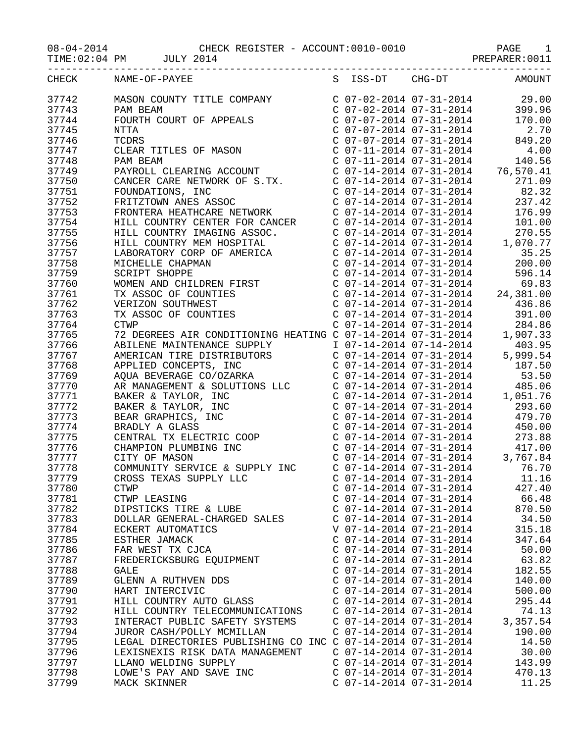CHECK REGISTER - ACCOUNT:0010-0010

08-04-2014
TIME:02:04 PM JULY 2014

PREPARER:0011

| CHECK | NAME-OF-PAYEE | S | ISS-DT | CHG-DT | AMOUNT |
|---|---|---|---|---|---|
| 37742 | MASON COUNTY TITLE COMPANY | C | 07-02-2014 | 07-31-2014 | 29.00 |
| 37743 | PAM BEAM | C | 07-02-2014 | 07-31-2014 | 399.96 |
| 37744 | FOURTH COURT OF APPEALS | C | 07-07-2014 | 07-31-2014 | 170.00 |
| 37745 | NTTA | C | 07-07-2014 | 07-31-2014 | 2.70 |
| 37746 | TCDRS | C | 07-07-2014 | 07-31-2014 | 849.20 |
| 37747 | CLEAR TITLES OF MASON | C | 07-11-2014 | 07-31-2014 | 4.00 |
| 37748 | PAM BEAM | C | 07-11-2014 | 07-31-2014 | 140.56 |
| 37749 | PAYROLL CLEARING ACCOUNT | C | 07-14-2014 | 07-31-2014 | 76,570.41 |
| 37750 | CANCER CARE NETWORK OF S.TX. | C | 07-14-2014 | 07-31-2014 | 271.09 |
| 37751 | FOUNDATIONS, INC | C | 07-14-2014 | 07-31-2014 | 82.32 |
| 37752 | FRITZTOWN ANES ASSOC | C | 07-14-2014 | 07-31-2014 | 237.42 |
| 37753 | FRONTERA HEATHCARE NETWORK | C | 07-14-2014 | 07-31-2014 | 176.99 |
| 37754 | HILL COUNTRY CENTER FOR CANCER | C | 07-14-2014 | 07-31-2014 | 101.00 |
| 37755 | HILL COUNTRY IMAGING ASSOC. | C | 07-14-2014 | 07-31-2014 | 270.55 |
| 37756 | HILL COUNTRY MEM HOSPITAL | C | 07-14-2014 | 07-31-2014 | 1,070.77 |
| 37757 | LABORATORY CORP OF AMERICA | C | 07-14-2014 | 07-31-2014 | 35.25 |
| 37758 | MICHELLE CHAPMAN | C | 07-14-2014 | 07-31-2014 | 200.00 |
| 37759 | SCRIPT SHOPPE | C | 07-14-2014 | 07-31-2014 | 596.14 |
| 37760 | WOMEN AND CHILDREN FIRST | C | 07-14-2014 | 07-31-2014 | 69.83 |
| 37761 | TX ASSOC OF COUNTIES | C | 07-14-2014 | 07-31-2014 | 24,381.00 |
| 37762 | VERIZON SOUTHWEST | C | 07-14-2014 | 07-31-2014 | 436.86 |
| 37763 | TX ASSOC OF COUNTIES | C | 07-14-2014 | 07-31-2014 | 391.00 |
| 37764 | CTWP | C | 07-14-2014 | 07-31-2014 | 284.86 |
| 37765 | 72 DEGREES AIR CONDITIONING HEATING | C | 07-14-2014 | 07-31-2014 | 1,907.33 |
| 37766 | ABILENE MAINTENANCE SUPPLY | I | 07-14-2014 | 07-14-2014 | 403.95 |
| 37767 | AMERICAN TIRE DISTRIBUTORS | C | 07-14-2014 | 07-31-2014 | 5,999.54 |
| 37768 | APPLIED CONCEPTS, INC | C | 07-14-2014 | 07-31-2014 | 187.50 |
| 37769 | AQUA BEVERAGE CO/OZARKA | C | 07-14-2014 | 07-31-2014 | 53.50 |
| 37770 | AR MANAGEMENT & SOLUTIONS LLC | C | 07-14-2014 | 07-31-2014 | 485.06 |
| 37771 | BAKER & TAYLOR, INC | C | 07-14-2014 | 07-31-2014 | 1,051.76 |
| 37772 | BAKER & TAYLOR, INC | C | 07-14-2014 | 07-31-2014 | 293.60 |
| 37773 | BEAR GRAPHICS, INC | C | 07-14-2014 | 07-31-2014 | 479.70 |
| 37774 | BRADLY A GLASS | C | 07-14-2014 | 07-31-2014 | 450.00 |
| 37775 | CENTRAL TX ELECTRIC COOP | C | 07-14-2014 | 07-31-2014 | 273.88 |
| 37776 | CHAMPION PLUMBING INC | C | 07-14-2014 | 07-31-2014 | 417.00 |
| 37777 | CITY OF MASON | C | 07-14-2014 | 07-31-2014 | 3,767.84 |
| 37778 | COMMUNITY SERVICE & SUPPLY INC | C | 07-14-2014 | 07-31-2014 | 76.70 |
| 37779 | CROSS TEXAS SUPPLY LLC | C | 07-14-2014 | 07-31-2014 | 11.16 |
| 37780 | CTWP | C | 07-14-2014 | 07-31-2014 | 427.40 |
| 37781 | CTWP LEASING | C | 07-14-2014 | 07-31-2014 | 66.48 |
| 37782 | DIPSTICKS TIRE & LUBE | C | 07-14-2014 | 07-31-2014 | 870.50 |
| 37783 | DOLLAR GENERAL-CHARGED SALES | C | 07-14-2014 | 07-31-2014 | 34.50 |
| 37784 | ECKERT AUTOMATICS | V | 07-14-2014 | 07-21-2014 | 315.18 |
| 37785 | ESTHER JAMACK | C | 07-14-2014 | 07-31-2014 | 347.64 |
| 37786 | FAR WEST TX CJCA | C | 07-14-2014 | 07-31-2014 | 50.00 |
| 37787 | FREDERICKSBURG EQUIPMENT | C | 07-14-2014 | 07-31-2014 | 63.82 |
| 37788 | GALE | C | 07-14-2014 | 07-31-2014 | 182.55 |
| 37789 | GLENN A RUTHVEN DDS | C | 07-14-2014 | 07-31-2014 | 140.00 |
| 37790 | HART INTERCIVIC | C | 07-14-2014 | 07-31-2014 | 500.00 |
| 37791 | HILL COUNTRY AUTO GLASS | C | 07-14-2014 | 07-31-2014 | 295.44 |
| 37792 | HILL COUNTRY TELECOMMUNICATIONS | C | 07-14-2014 | 07-31-2014 | 74.13 |
| 37793 | INTERACT PUBLIC SAFETY SYSTEMS | C | 07-14-2014 | 07-31-2014 | 3,357.54 |
| 37794 | JUROR CASH/POLLY MCMILLAN | C | 07-14-2014 | 07-31-2014 | 190.00 |
| 37795 | LEGAL DIRECTORIES PUBLISHING CO INC | C | 07-14-2014 | 07-31-2014 | 14.50 |
| 37796 | LEXISNEXIS RISK DATA MANAGEMENT | C | 07-14-2014 | 07-31-2014 | 30.00 |
| 37797 | LLANO WELDING SUPPLY | C | 07-14-2014 | 07-31-2014 | 143.99 |
| 37798 | LOWE'S PAY AND SAVE INC | C | 07-14-2014 | 07-31-2014 | 470.13 |
| 37799 | MACK SKINNER | C | 07-14-2014 | 07-31-2014 | 11.25 |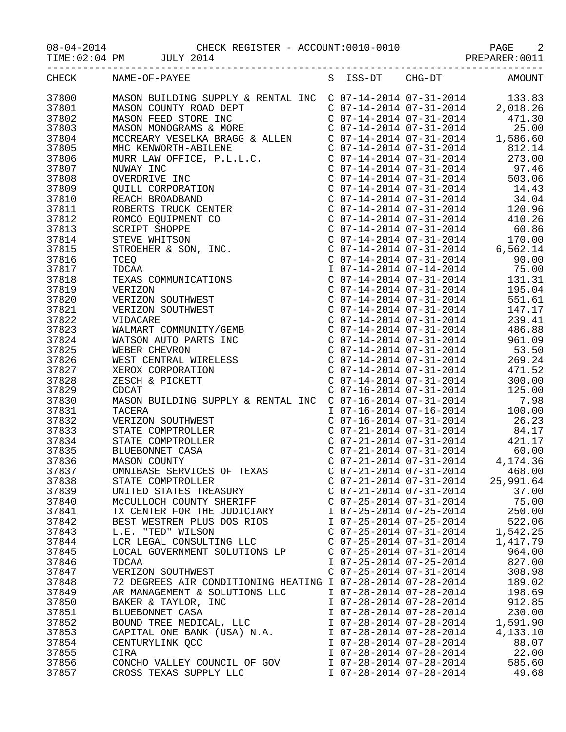08-04-2014 CHECK REGISTER - ACCOUNT:0010-0010

TIME:02:04 PM JULY 2014 PREPARER:0011

| CHECK | NAME-OF-PAYEE | S | ISS-DT | CHG-DT | AMOUNT |
|---|---|---|---|---|---|
| 37800 | MASON BUILDING SUPPLY & RENTAL INC | C | 07-14-2014 | 07-31-2014 | 133.83 |
| 37801 | MASON COUNTY ROAD DEPT | C | 07-14-2014 | 07-31-2014 | 2,018.26 |
| 37802 | MASON FEED STORE INC | C | 07-14-2014 | 07-31-2014 | 471.30 |
| 37803 | MASON MONOGRAMS & MORE | C | 07-14-2014 | 07-31-2014 | 25.00 |
| 37804 | MCCREARY VESELKA BRAGG & ALLEN | C | 07-14-2014 | 07-31-2014 | 1,586.60 |
| 37805 | MHC KENWORTH-ABILENE | C | 07-14-2014 | 07-31-2014 | 812.14 |
| 37806 | MURR LAW OFFICE, P.L.L.C. | C | 07-14-2014 | 07-31-2014 | 273.00 |
| 37807 | NUWAY INC | C | 07-14-2014 | 07-31-2014 | 97.46 |
| 37808 | OVERDRIVE INC | C | 07-14-2014 | 07-31-2014 | 503.06 |
| 37809 | QUILL CORPORATION | C | 07-14-2014 | 07-31-2014 | 14.43 |
| 37810 | REACH BROADBAND | C | 07-14-2014 | 07-31-2014 | 34.04 |
| 37811 | ROBERTS TRUCK CENTER | C | 07-14-2014 | 07-31-2014 | 120.96 |
| 37812 | ROMCO EQUIPMENT CO | C | 07-14-2014 | 07-31-2014 | 410.26 |
| 37813 | SCRIPT SHOPPE | C | 07-14-2014 | 07-31-2014 | 60.86 |
| 37814 | STEVE WHITSON | C | 07-14-2014 | 07-31-2014 | 170.00 |
| 37815 | STROEHER & SON, INC. | C | 07-14-2014 | 07-31-2014 | 6,562.14 |
| 37816 | TCEQ | C | 07-14-2014 | 07-31-2014 | 90.00 |
| 37817 | TDCAA | I | 07-14-2014 | 07-14-2014 | 75.00 |
| 37818 | TEXAS COMMUNICATIONS | C | 07-14-2014 | 07-31-2014 | 131.31 |
| 37819 | VERIZON | C | 07-14-2014 | 07-31-2014 | 195.04 |
| 37820 | VERIZON SOUTHWEST | C | 07-14-2014 | 07-31-2014 | 551.61 |
| 37821 | VERIZON SOUTHWEST | C | 07-14-2014 | 07-31-2014 | 147.17 |
| 37822 | VIDACARE | C | 07-14-2014 | 07-31-2014 | 239.41 |
| 37823 | WALMART COMMUNITY/GEMB | C | 07-14-2014 | 07-31-2014 | 486.88 |
| 37824 | WATSON AUTO PARTS INC | C | 07-14-2014 | 07-31-2014 | 961.09 |
| 37825 | WEBER CHEVRON | C | 07-14-2014 | 07-31-2014 | 53.50 |
| 37826 | WEST CENTRAL WIRELESS | C | 07-14-2014 | 07-31-2014 | 269.24 |
| 37827 | XEROX CORPORATION | C | 07-14-2014 | 07-31-2014 | 471.52 |
| 37828 | ZESCH & PICKETT | C | 07-14-2014 | 07-31-2014 | 300.00 |
| 37829 | CDCAT | C | 07-16-2014 | 07-31-2014 | 125.00 |
| 37830 | MASON BUILDING SUPPLY & RENTAL INC | C | 07-16-2014 | 07-31-2014 | 7.98 |
| 37831 | TACERA | I | 07-16-2014 | 07-16-2014 | 100.00 |
| 37832 | VERIZON SOUTHWEST | C | 07-16-2014 | 07-31-2014 | 26.23 |
| 37833 | STATE COMPTROLLER | C | 07-21-2014 | 07-31-2014 | 84.17 |
| 37834 | STATE COMPTROLLER | C | 07-21-2014 | 07-31-2014 | 421.17 |
| 37835 | BLUEBONNET CASA | C | 07-21-2014 | 07-31-2014 | 60.00 |
| 37836 | MASON COUNTY | C | 07-21-2014 | 07-31-2014 | 4,174.36 |
| 37837 | OMNIBASE SERVICES OF TEXAS | C | 07-21-2014 | 07-31-2014 | 468.00 |
| 37838 | STATE COMPTROLLER | C | 07-21-2014 | 07-31-2014 | 25,991.64 |
| 37839 | UNITED STATES TREASURY | C | 07-21-2014 | 07-31-2014 | 37.00 |
| 37840 | McCULLOCH COUNTY SHERIFF | C | 07-25-2014 | 07-31-2014 | 75.00 |
| 37841 | TX CENTER FOR THE JUDICIARY | I | 07-25-2014 | 07-25-2014 | 250.00 |
| 37842 | BEST WESTREN PLUS DOS RIOS | I | 07-25-2014 | 07-25-2014 | 522.06 |
| 37843 | L.E. "TED" WILSON | C | 07-25-2014 | 07-31-2014 | 1,542.25 |
| 37844 | LCR LEGAL CONSULTING LLC | C | 07-25-2014 | 07-31-2014 | 1,417.79 |
| 37845 | LOCAL GOVERNMENT SOLUTIONS LP | C | 07-25-2014 | 07-31-2014 | 964.00 |
| 37846 | TDCAA | I | 07-25-2014 | 07-25-2014 | 827.00 |
| 37847 | VERIZON SOUTHWEST | C | 07-25-2014 | 07-31-2014 | 308.98 |
| 37848 | 72 DEGREES AIR CONDITIONING HEATING | I | 07-28-2014 | 07-28-2014 | 189.02 |
| 37849 | AR MANAGEMENT & SOLUTIONS LLC | I | 07-28-2014 | 07-28-2014 | 198.69 |
| 37850 | BAKER & TAYLOR, INC | I | 07-28-2014 | 07-28-2014 | 912.85 |
| 37851 | BLUEBONNET CASA | I | 07-28-2014 | 07-28-2014 | 230.00 |
| 37852 | BOUND TREE MEDICAL, LLC | I | 07-28-2014 | 07-28-2014 | 1,591.90 |
| 37853 | CAPITAL ONE BANK (USA) N.A. | I | 07-28-2014 | 07-28-2014 | 4,133.10 |
| 37854 | CENTURYLINK QCC | I | 07-28-2014 | 07-28-2014 | 88.07 |
| 37855 | CIRA | I | 07-28-2014 | 07-28-2014 | 22.00 |
| 37856 | CONCHO VALLEY COUNCIL OF GOV | I | 07-28-2014 | 07-28-2014 | 585.60 |
| 37857 | CROSS TEXAS SUPPLY LLC | I | 07-28-2014 | 07-28-2014 | 49.68 |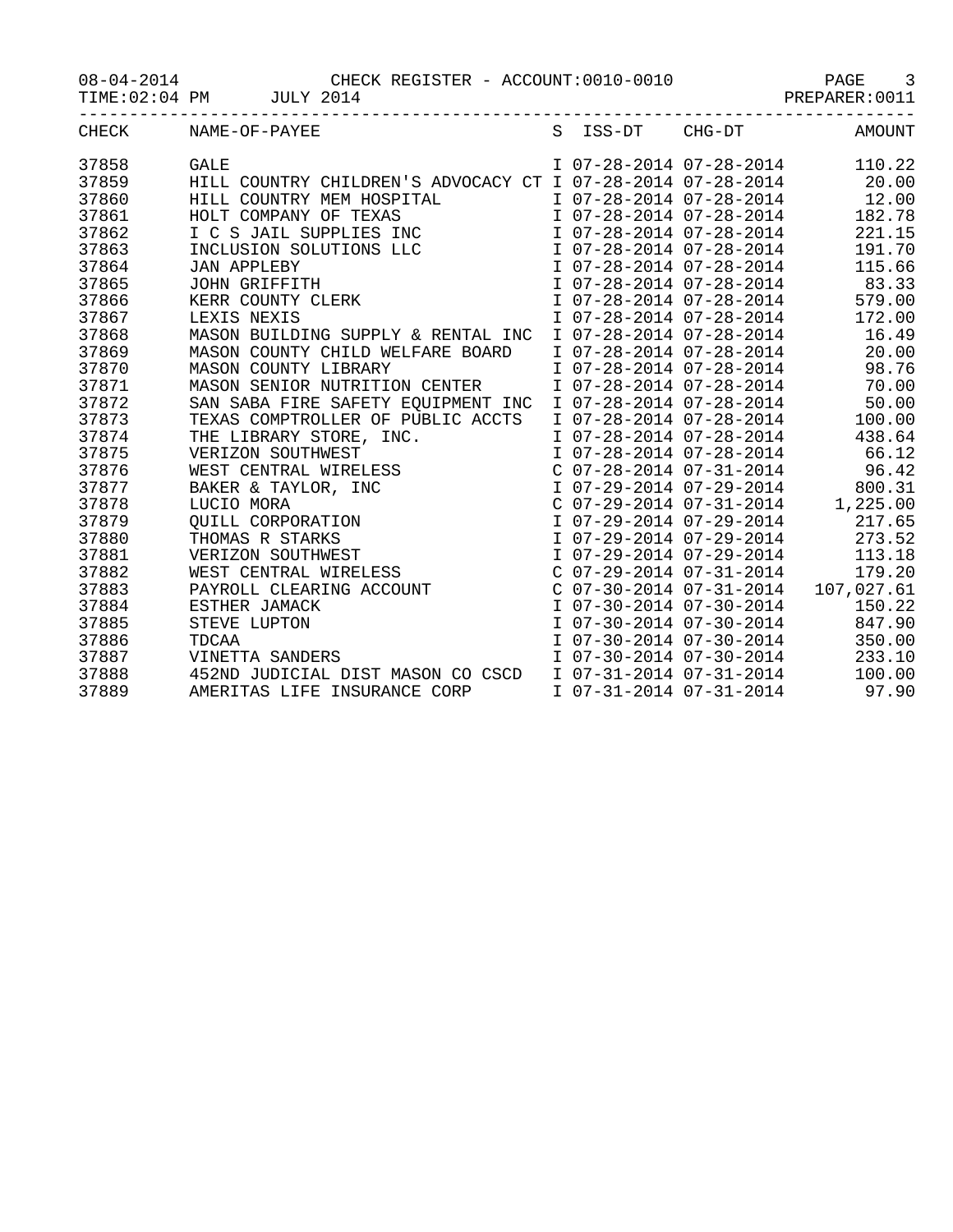08-04-2014 CHECK REGISTER - ACCOUNT:0010-0010

TIME:02:04 PM JULY 2014 PREPARER:0011

| CHECK | NAME-OF-PAYEE | S | ISS-DT | CHG-DT | AMOUNT |
|---|---|---|---|---|---|
| 37858 | GALE | I | 07-28-2014 | 07-28-2014 | 110.22 |
| 37859 | HILL COUNTRY CHILDREN'S ADVOCACY CT | I | 07-28-2014 | 07-28-2014 | 20.00 |
| 37860 | HILL COUNTRY MEM HOSPITAL | I | 07-28-2014 | 07-28-2014 | 12.00 |
| 37861 | HOLT COMPANY OF TEXAS | I | 07-28-2014 | 07-28-2014 | 182.78 |
| 37862 | I C S JAIL SUPPLIES INC | I | 07-28-2014 | 07-28-2014 | 221.15 |
| 37863 | INCLUSION SOLUTIONS LLC | I | 07-28-2014 | 07-28-2014 | 191.70 |
| 37864 | JAN APPLEBY | I | 07-28-2014 | 07-28-2014 | 115.66 |
| 37865 | JOHN GRIFFITH | I | 07-28-2014 | 07-28-2014 | 83.33 |
| 37866 | KERR COUNTY CLERK | I | 07-28-2014 | 07-28-2014 | 579.00 |
| 37867 | LEXIS NEXIS | I | 07-28-2014 | 07-28-2014 | 172.00 |
| 37868 | MASON BUILDING SUPPLY & RENTAL INC | I | 07-28-2014 | 07-28-2014 | 16.49 |
| 37869 | MASON COUNTY CHILD WELFARE BOARD | I | 07-28-2014 | 07-28-2014 | 20.00 |
| 37870 | MASON COUNTY LIBRARY | I | 07-28-2014 | 07-28-2014 | 98.76 |
| 37871 | MASON SENIOR NUTRITION CENTER | I | 07-28-2014 | 07-28-2014 | 70.00 |
| 37872 | SAN SABA FIRE SAFETY EQUIPMENT INC | I | 07-28-2014 | 07-28-2014 | 50.00 |
| 37873 | TEXAS COMPTROLLER OF PUBLIC ACCTS | I | 07-28-2014 | 07-28-2014 | 100.00 |
| 37874 | THE LIBRARY STORE, INC. | I | 07-28-2014 | 07-28-2014 | 438.64 |
| 37875 | VERIZON SOUTHWEST | I | 07-28-2014 | 07-28-2014 | 66.12 |
| 37876 | WEST CENTRAL WIRELESS | C | 07-28-2014 | 07-31-2014 | 96.42 |
| 37877 | BAKER & TAYLOR, INC | I | 07-29-2014 | 07-29-2014 | 800.31 |
| 37878 | LUCIO MORA | C | 07-29-2014 | 07-31-2014 | 1,225.00 |
| 37879 | QUILL CORPORATION | I | 07-29-2014 | 07-29-2014 | 217.65 |
| 37880 | THOMAS R STARKS | I | 07-29-2014 | 07-29-2014 | 273.52 |
| 37881 | VERIZON SOUTHWEST | I | 07-29-2014 | 07-29-2014 | 113.18 |
| 37882 | WEST CENTRAL WIRELESS | C | 07-29-2014 | 07-31-2014 | 179.20 |
| 37883 | PAYROLL CLEARING ACCOUNT | C | 07-30-2014 | 07-31-2014 | 107,027.61 |
| 37884 | ESTHER JAMACK | I | 07-30-2014 | 07-30-2014 | 150.22 |
| 37885 | STEVE LUPTON | I | 07-30-2014 | 07-30-2014 | 847.90 |
| 37886 | TDCAA | I | 07-30-2014 | 07-30-2014 | 350.00 |
| 37887 | VINETTA SANDERS | I | 07-30-2014 | 07-30-2014 | 233.10 |
| 37888 | 452ND JUDICIAL DIST MASON CO CSCD | I | 07-31-2014 | 07-31-2014 | 100.00 |
| 37889 | AMERITAS LIFE INSURANCE CORP | I | 07-31-2014 | 07-31-2014 | 97.90 |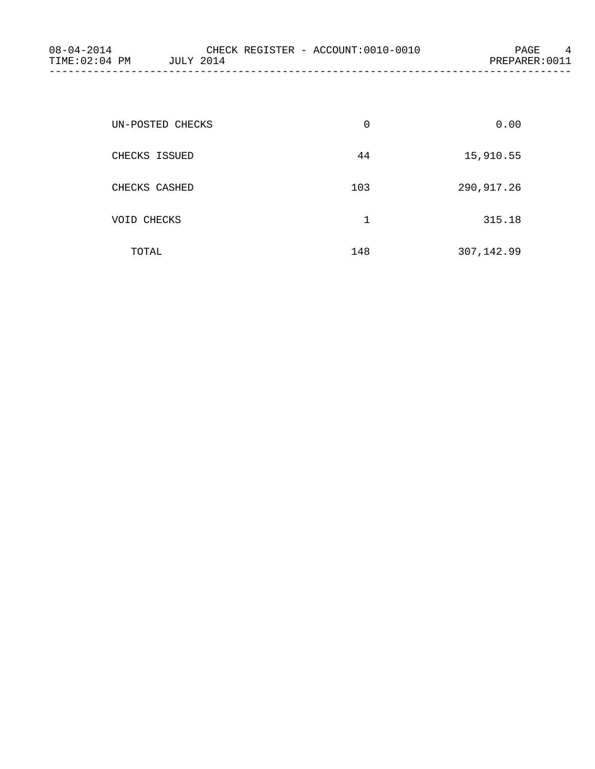| | | |
|---|---|---|
| UN-POSTED CHECKS | 0 | 0.00 |
| CHECKS ISSUED | 44 | 15,910.55 |
| CHECKS CASHED | 103 | 290,917.26 |
| VOID CHECKS | 1 | 315.18 |
| TOTAL | 148 | 307,142.99 |